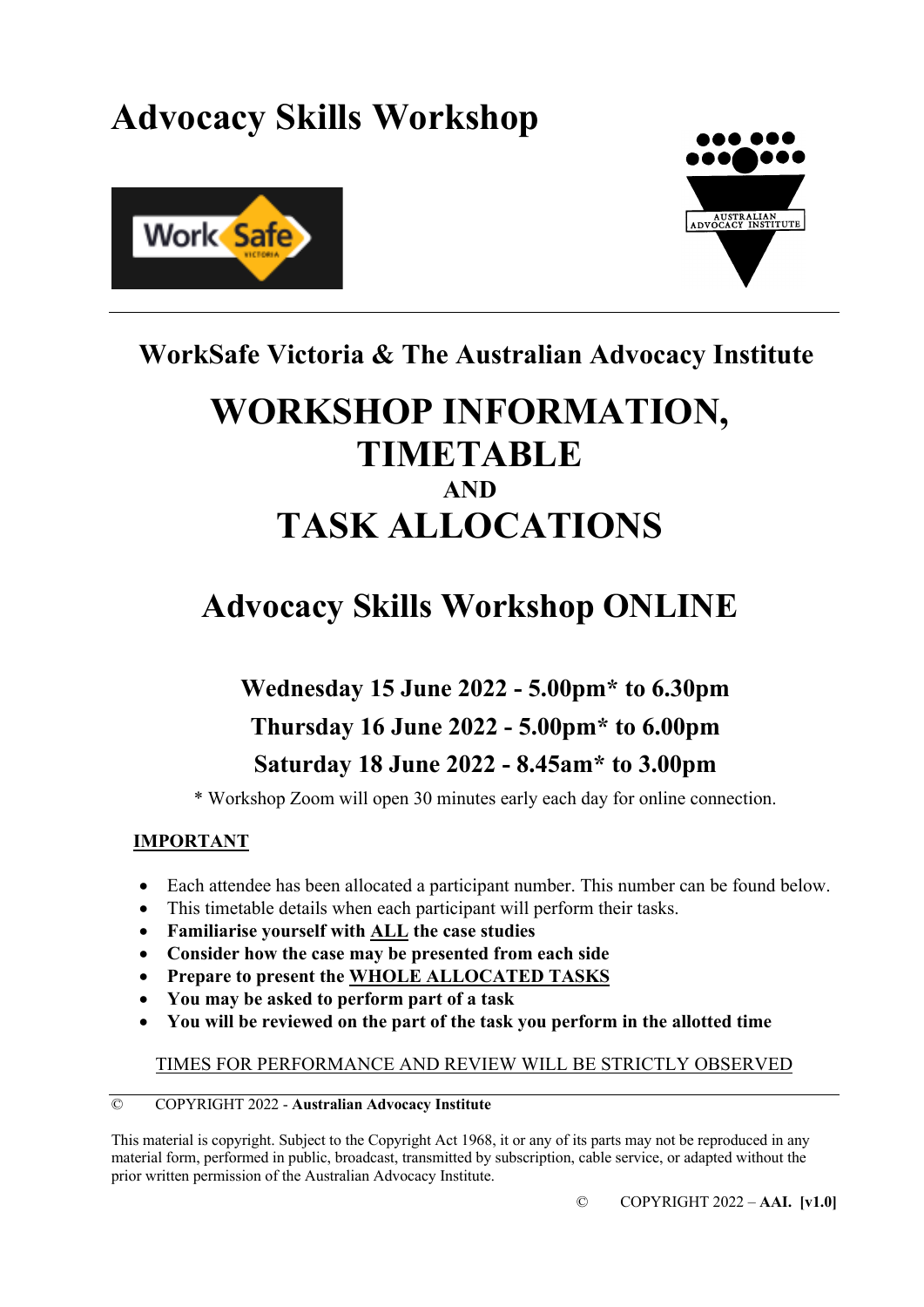# Advocacy Skills Workshop

## WorkSafe Victoria & The Australian Advocacy Institute

# WORKSHOP INFORMATION, TIMETABLE

**AND**

# TASK ALLOCATIONS

## Advocacy Skills Workshop ONLINE

**Wednesday 15 June 2022 - 5.00pm* to 6.30pm**

**Thursday 16 June 2022 - 5.00pm* to 6.00pm**

**Saturday 18 June 2022 - 8.45am* to 3.00pm**

* Workshop Zoom will open 30 minutes early each day for online connection.

**IMPORTANT**

- Each attendee has been allocated a participant number. This number can be found below.
- This timetable details when each participant will perform their tasks.
- **Familiarise yourself with ALL the case studies**
- **Consider how the case may be presented from each side**
- **Prepare to present the WHOLE ALLOCATED TASKS**
- **You may be asked to perform part of a task**
- **You will be reviewed on the part of the task you perform in the allotted time**

TIMES FOR PERFORMANCE AND REVIEW WILL BE STRICTLY OBSERVED

© COPYRIGHT 2022 - **Australian Advocacy Institute**

This material is copyright. Subject to the Copyright Act 1968, it or any of its parts may not be reproduced in any material form, performed in public, broadcast, transmitted by subscription, cable service, or adapted without the prior written permission of the Australian Advocacy Institute.

© COPYRIGHT 2022 – **AAI. [v1.0]**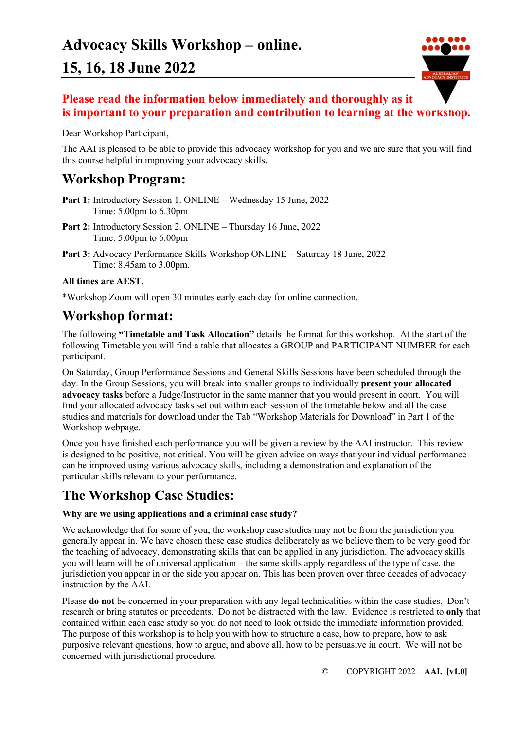# Advocacy Skills Workshop – online.

# 15, 16, 18 June 2022

**Please read the information below immediately and thoroughly as it is important to your preparation and contribution to learning at the workshop.**

Dear Workshop Participant,

The AAI is pleased to be able to provide this advocacy workshop for you and we are sure that you will find this course helpful in improving your advocacy skills.

## Workshop Program:

**Part 1:** Introductory Session 1. ONLINE – Wednesday 15 June, 2022
Time: 5.00pm to 6.30pm

**Part 2:** Introductory Session 2. ONLINE – Thursday 16 June, 2022
Time: 5.00pm to 6.00pm

**Part 3:** Advocacy Performance Skills Workshop ONLINE – Saturday 18 June, 2022
Time: 8.45am to 3.00pm.

**All times are AEST.**

*Workshop Zoom will open 30 minutes early each day for online connection.

## Workshop format:

The following **"Timetable and Task Allocation"** details the format for this workshop. At the start of the following Timetable you will find a table that allocates a GROUP and PARTICIPANT NUMBER for each participant.

On Saturday, Group Performance Sessions and General Skills Sessions have been scheduled through the day. In the Group Sessions, you will break into smaller groups to individually **present your allocated advocacy tasks** before a Judge/Instructor in the same manner that you would present in court. You will find your allocated advocacy tasks set out within each session of the timetable below and all the case studies and materials for download under the Tab "Workshop Materials for Download" in Part 1 of the Workshop webpage.

Once you have finished each performance you will be given a review by the AAI instructor. This review is designed to be positive, not critical. You will be given advice on ways that your individual performance can be improved using various advocacy skills, including a demonstration and explanation of the particular skills relevant to your performance.

## The Workshop Case Studies:

**Why are we using applications and a criminal case study?**

We acknowledge that for some of you, the workshop case studies may not be from the jurisdiction you generally appear in. We have chosen these case studies deliberately as we believe them to be very good for the teaching of advocacy, demonstrating skills that can be applied in any jurisdiction. The advocacy skills you will learn will be of universal application – the same skills apply regardless of the type of case, the jurisdiction you appear in or the side you appear on. This has been proven over three decades of advocacy instruction by the AAI.

Please **do not** be concerned in your preparation with any legal technicalities within the case studies. Don't research or bring statutes or precedents. Do not be distracted with the law. Evidence is restricted to **only** that contained within each case study so you do not need to look outside the immediate information provided. The purpose of this workshop is to help you with how to structure a case, how to prepare, how to ask purposive relevant questions, how to argue, and above all, how to be persuasive in court. We will not be concerned with jurisdictional procedure.

© COPYRIGHT 2022 – **AAI. [v1.0]**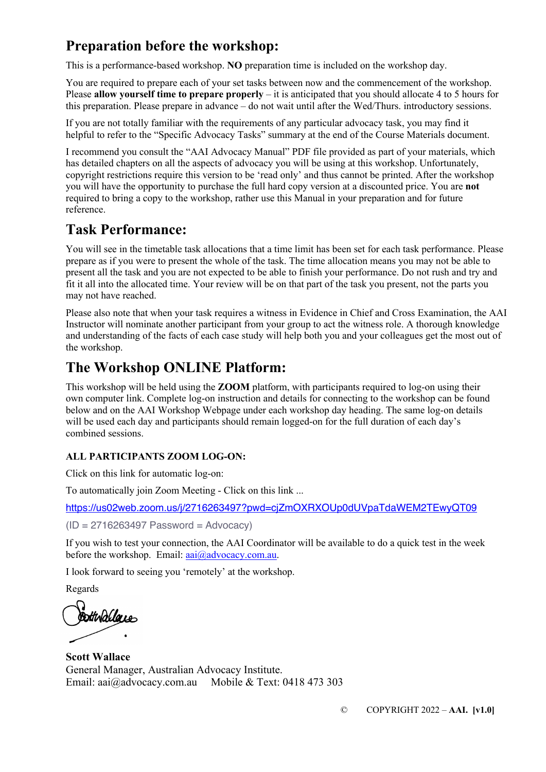## Preparation before the workshop:

This is a performance-based workshop. **NO** preparation time is included on the workshop day.

You are required to prepare each of your set tasks between now and the commencement of the workshop. Please **allow yourself time to prepare properly** – it is anticipated that you should allocate 4 to 5 hours for this preparation. Please prepare in advance – do not wait until after the Wed/Thurs. introductory sessions.

If you are not totally familiar with the requirements of any particular advocacy task, you may find it helpful to refer to the "Specific Advocacy Tasks" summary at the end of the Course Materials document.

I recommend you consult the "AAI Advocacy Manual" PDF file provided as part of your materials, which has detailed chapters on all the aspects of advocacy you will be using at this workshop. Unfortunately, copyright restrictions require this version to be 'read only' and thus cannot be printed. After the workshop you will have the opportunity to purchase the full hard copy version at a discounted price. You are **not** required to bring a copy to the workshop, rather use this Manual in your preparation and for future reference.

## Task Performance:

You will see in the timetable task allocations that a time limit has been set for each task performance. Please prepare as if you were to present the whole of the task. The time allocation means you may not be able to present all the task and you are not expected to be able to finish your performance. Do not rush and try and fit it all into the allocated time. Your review will be on that part of the task you present, not the parts you may not have reached.

Please also note that when your task requires a witness in Evidence in Chief and Cross Examination, the AAI Instructor will nominate another participant from your group to act the witness role. A thorough knowledge and understanding of the facts of each case study will help both you and your colleagues get the most out of the workshop.

## The Workshop ONLINE Platform:

This workshop will be held using the **ZOOM** platform, with participants required to log-on using their own computer link. Complete log-on instruction and details for connecting to the workshop can be found below and on the AAI Workshop Webpage under each workshop day heading. The same log-on details will be used each day and participants should remain logged-on for the full duration of each day's combined sessions.

**ALL PARTICIPANTS ZOOM LOG-ON:**

Click on this link for automatic log-on:

To automatically join Zoom Meeting - Click on this link ...

https://us02web.zoom.us/j/2716263497?pwd=cjZmOXRXOUp0dUVpaTdaWEM2TEwyQT09

(ID = 2716263497 Password = Advocacy)

If you wish to test your connection, the AAI Coordinator will be available to do a quick test in the week before the workshop. Email: aai@advocacy.com.au.

I look forward to seeing you 'remotely' at the workshop.

Regards

**Scott Wallace**
General Manager, Australian Advocacy Institute.
Email: aai@advocacy.com.au Mobile & Text: 0418 473 303

© COPYRIGHT 2022 – **AAI. [v1.0]**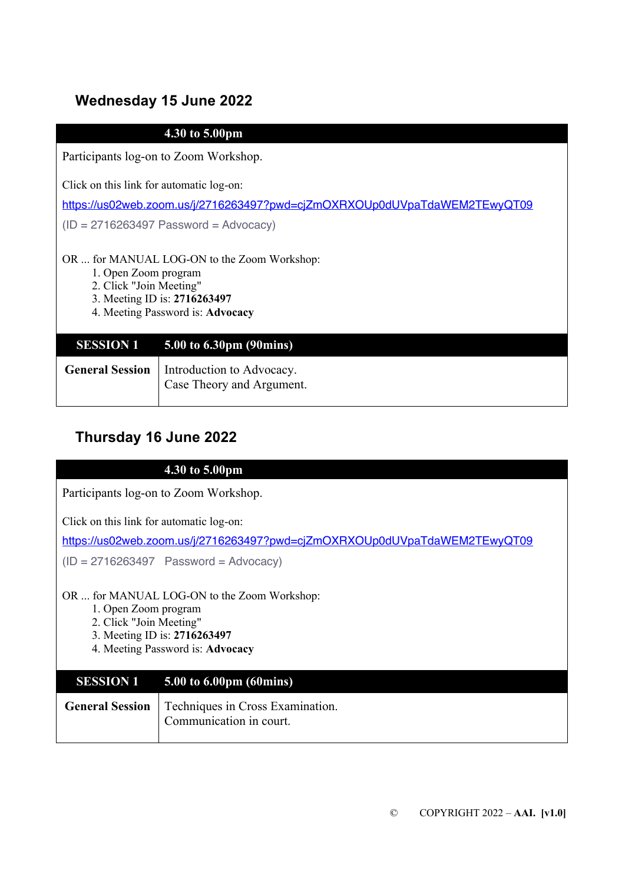## Wednesday 15 June 2022

| | 4.30 to 5.00pm |
|---|---|

Participants log-on to Zoom Workshop.

Click on this link for automatic log-on:

https://us02web.zoom.us/j/2716263497?pwd=cjZmOXRXOUp0dUVpaTdaWEM2TEwyQT09

(ID = 2716263497 Password = Advocacy)

OR ... for MANUAL LOG-ON to the Zoom Workshop:

1. Open Zoom program
2. Click "Join Meeting"
3. Meeting ID is: **2716263497**
4. Meeting Password is: **Advocacy**

| **SESSION 1** | **5.00 to 6.30pm (90mins)** |
|---|---|
| **General Session** | Introduction to Advocacy.<br>Case Theory and Argument. |

## Thursday 16 June 2022

| | 4.30 to 5.00pm |
|---|---|

Participants log-on to Zoom Workshop.

Click on this link for automatic log-on:

https://us02web.zoom.us/j/2716263497?pwd=cjZmOXRXOUp0dUVpaTdaWEM2TEwyQT09

(ID = 2716263497 Password = Advocacy)

OR ... for MANUAL LOG-ON to the Zoom Workshop:

1. Open Zoom program
2. Click "Join Meeting"
3. Meeting ID is: **2716263497**
4. Meeting Password is: **Advocacy**

| **SESSION 1** | **5.00 to 6.00pm (60mins)** |
|---|---|
| **General Session** | Techniques in Cross Examination.<br>Communication in court. |

© COPYRIGHT 2022 – **AAI. [v1.0]**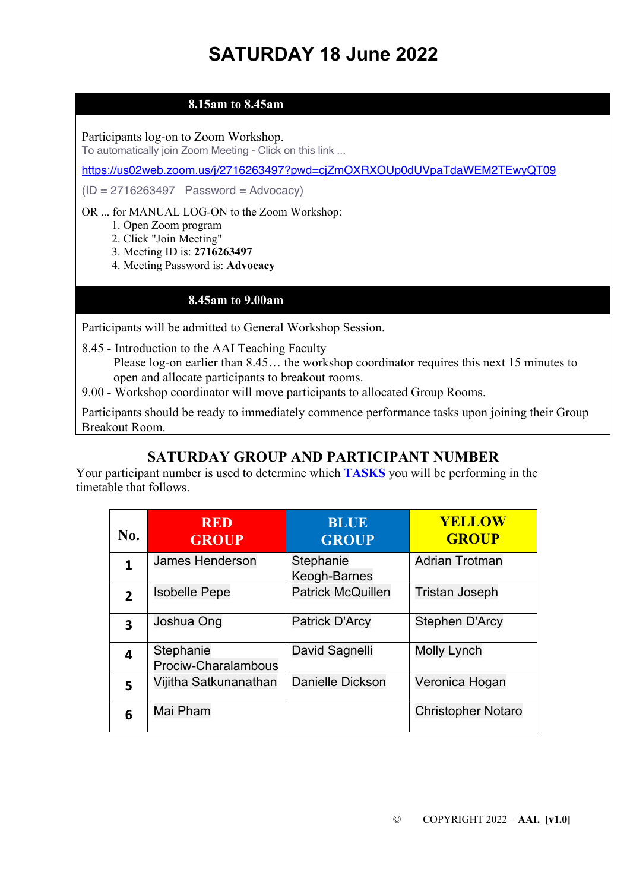# SATURDAY 18 June 2022

| 8.15am to 8.45am |
|---|
| Participants log-on to Zoom Workshop.<br>To automatically join Zoom Meeting - Click on this link ...<br>https://us02web.zoom.us/j/2716263497?pwd=cjZmOXRXOUp0dUVpaTdaWEM2TEwyQT09<br>(ID = 2716263497 Password = Advocacy)<br>OR ... for MANUAL LOG-ON to the Zoom Workshop:<br>1. Open Zoom program<br>2. Click "Join Meeting"<br>3. Meeting ID is: **2716263497**<br>4. Meeting Password is: **Advocacy** |

| 8.45am to 9.00am |
|---|
| Participants will be admitted to General Workshop Session.<br>8.45 - Introduction to the AAI Teaching Faculty<br>Please log-on earlier than 8.45… the workshop coordinator requires this next 15 minutes to open and allocate participants to breakout rooms.<br>9.00 - Workshop coordinator will move participants to allocated Group Rooms.<br>Participants should be ready to immediately commence performance tasks upon joining their Group Breakout Room. |

## SATURDAY GROUP AND PARTICIPANT NUMBER

Your participant number is used to determine which **TASKS** you will be performing in the timetable that follows.

| No. | RED GROUP | BLUE GROUP | YELLOW GROUP |
|---|---|---|---|
| 1 | James Henderson | Stephanie Keogh-Barnes | Adrian Trotman |
| 2 | Isobelle Pepe | Patrick McQuillen | Tristan Joseph |
| 3 | Joshua Ong | Patrick D'Arcy | Stephen D'Arcy |
| 4 | Stephanie Prociw-Charalambous | David Sagnelli | Molly Lynch |
| 5 | Vijitha Satkunanathan | Danielle Dickson | Veronica Hogan |
| 6 | Mai Pham | | Christopher Notaro |

© COPYRIGHT 2022 – **AAI. [v1.0]**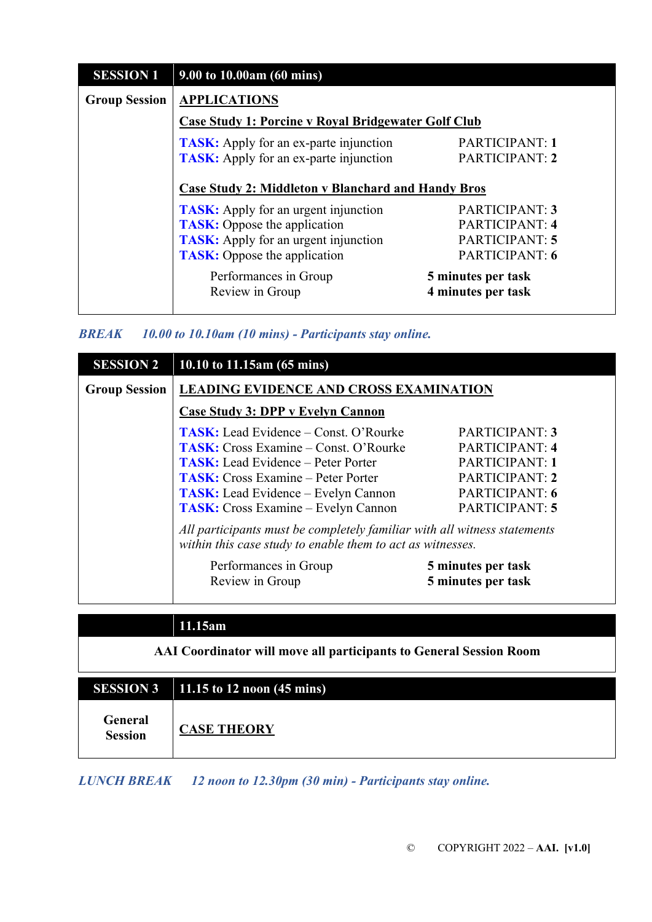| **SESSION 1** | **9.00 to 10.00am (60 mins)** |
|---|---|
| **Group Session** | **APPLICATIONS** |
| | **Case Study 1: Porcine v Royal Bridgewater Golf Club** |
| | **TASK:** Apply for an ex-parte injunction — PARTICIPANT: **1** |
| | **TASK:** Apply for an ex-parte injunction — PARTICIPANT: **2** |
| | **Case Study 2: Middleton v Blanchard and Handy Bros** |
| | **TASK:** Apply for an urgent injunction — PARTICIPANT: **3** |
| | **TASK:** Oppose the application — PARTICIPANT: **4** |
| | **TASK:** Apply for an urgent injunction — PARTICIPANT: **5** |
| | **TASK:** Oppose the application — PARTICIPANT: **6** |
| | Performances in Group — **5 minutes per task** |
| | Review in Group — **4 minutes per task** |

***BREAK 10.00 to 10.10am (10 mins) - Participants stay online.***

| **SESSION 2** | **10.10 to 11.15am (65 mins)** |
|---|---|
| **Group Session** | **LEADING EVIDENCE AND CROSS EXAMINATION** |
| | **Case Study 3: DPP v Evelyn Cannon** |
| | **TASK:** Lead Evidence – Const. O'Rourke — PARTICIPANT: **3** |
| | **TASK:** Cross Examine – Const. O'Rourke — PARTICIPANT: **4** |
| | **TASK:** Lead Evidence – Peter Porter — PARTICIPANT: **1** |
| | **TASK:** Cross Examine – Peter Porter — PARTICIPANT: **2** |
| | **TASK:** Lead Evidence – Evelyn Cannon — PARTICIPANT: **6** |
| | **TASK:** Cross Examine – Evelyn Cannon — PARTICIPANT: **5** |
| | *All participants must be completely familiar with all witness statements within this case study to enable them to act as witnesses.* |
| | Performances in Group — **5 minutes per task** |
| | Review in Group — **5 minutes per task** |

| | **11.15am** |
|---|---|
| **AAI Coordinator will move all participants to General Session Room** | |

| **SESSION 3** | **11.15 to 12 noon (45 mins)** |
|---|---|
| **General Session** | **CASE THEORY** |

***LUNCH BREAK 12 noon to 12.30pm (30 min) - Participants stay online.***

© COPYRIGHT 2022 – **AAI. [v1.0]**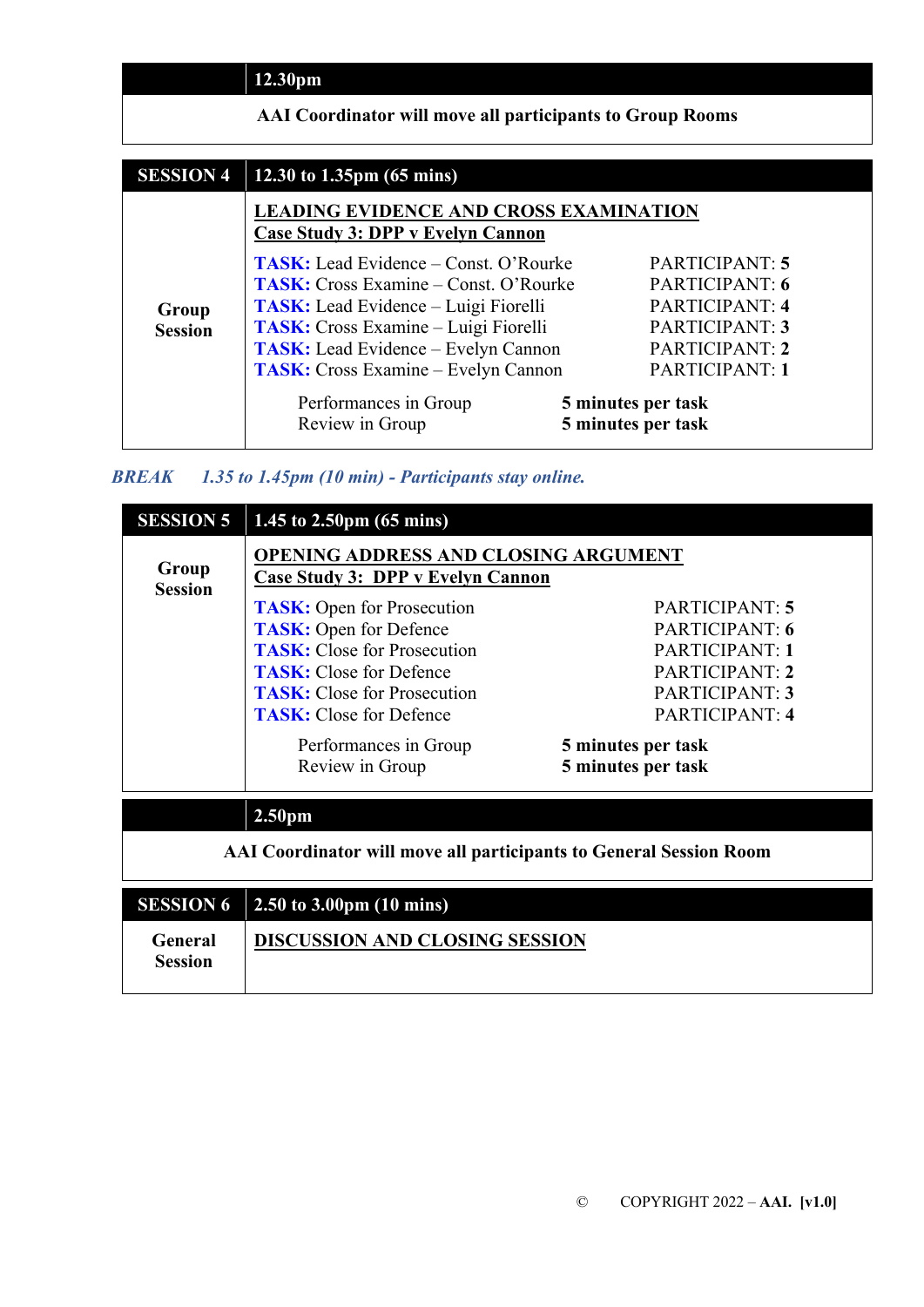| | 12.30pm |
|---|---|
| | **AAI Coordinator will move all participants to Group Rooms** |

| **SESSION 4** | **12.30 to 1.35pm (65 mins)** |
|---|---|
| **Group Session** | **LEADING EVIDENCE AND CROSS EXAMINATION**<br>**Case Study 3: DPP v Evelyn Cannon**<br><br>**TASK:** Lead Evidence – Const. O'Rourke — PARTICIPANT: **5**<br>**TASK:** Cross Examine – Const. O'Rourke — PARTICIPANT: **6**<br>**TASK:** Lead Evidence – Luigi Fiorelli — PARTICIPANT: **4**<br>**TASK:** Cross Examine – Luigi Fiorelli — PARTICIPANT: **3**<br>**TASK:** Lead Evidence – Evelyn Cannon — PARTICIPANT: **2**<br>**TASK:** Cross Examine – Evelyn Cannon — PARTICIPANT: **1**<br><br>Performances in Group — **5 minutes per task**<br>Review in Group — **5 minutes per task** |

*BREAK 1.35 to 1.45pm (10 min) - Participants stay online.*

| **SESSION 5** | **1.45 to 2.50pm (65 mins)** |
|---|---|
| **Group Session** | **OPENING ADDRESS AND CLOSING ARGUMENT**<br>**Case Study 3: DPP v Evelyn Cannon**<br><br>**TASK:** Open for Prosecution — PARTICIPANT: **5**<br>**TASK:** Open for Defence — PARTICIPANT: **6**<br>**TASK:** Close for Prosecution — PARTICIPANT: **1**<br>**TASK:** Close for Defence — PARTICIPANT: **2**<br>**TASK:** Close for Prosecution — PARTICIPANT: **3**<br>**TASK:** Close for Defence — PARTICIPANT: **4**<br><br>Performances in Group — **5 minutes per task**<br>Review in Group — **5 minutes per task** |

| | 2.50pm |
|---|---|
| | **AAI Coordinator will move all participants to General Session Room** |

| **SESSION 6** | **2.50 to 3.00pm (10 mins)** |
|---|---|
| **General Session** | **DISCUSSION AND CLOSING SESSION** |

© COPYRIGHT 2022 – **AAI. [v1.0]**